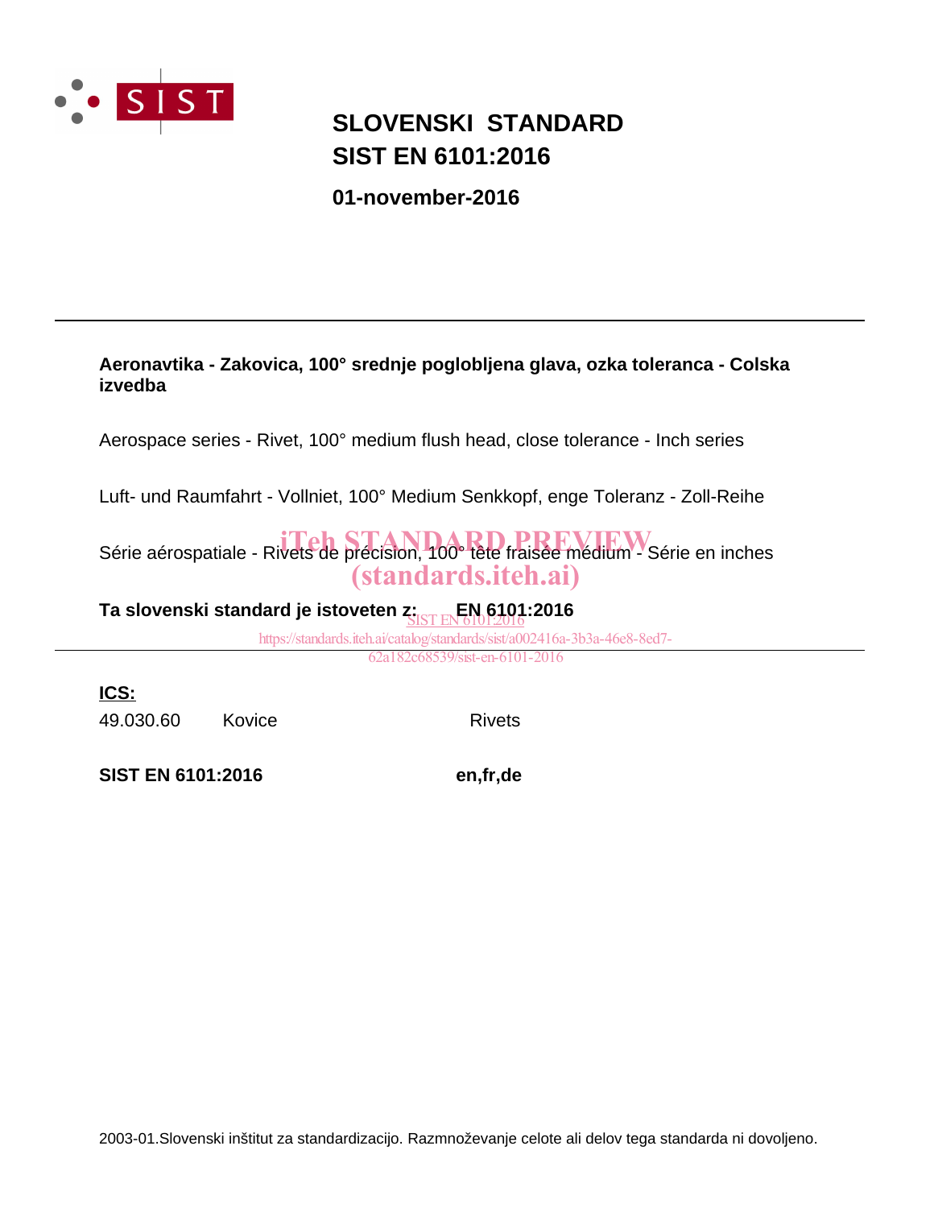# SLOVENSKI STANDARD
# SIST EN 6101:2016

**01-november-2016**

---

**Aeronavtika - Zakovica, 100° srednje poglobljena glava, ozka toleranca - Colska izvedba**

Aerospace series - Rivet, 100° medium flush head, close tolerance - Inch series

Luft- und Raumfahrt - Vollniet, 100° Medium Senkkopf, enge Toleranz - Zoll-Reihe

Série aérospatiale - Rivets de précision, 100° tête fraisée médium - Série en inches

iTeh STANDARD PREVIEW
(standards.iteh.ai)

**Ta slovenski standard je istoveten z: EN 6101:2016**

SIST EN 6101:2016
https://standards.iteh.ai/catalog/standards/sist/a002416a-3b3a-46e8-8ed7-62a182c68539/sist-en-6101-2016

---

**ICS:**

| | | |
|---|---|---|
| 49.030.60 | Kovice | Rivets |

**SIST EN 6101:2016** **en,fr,de**

2003-01.Slovenski inštitut za standardizacijo. Razmnoževanje celote ali delov tega standarda ni dovoljeno.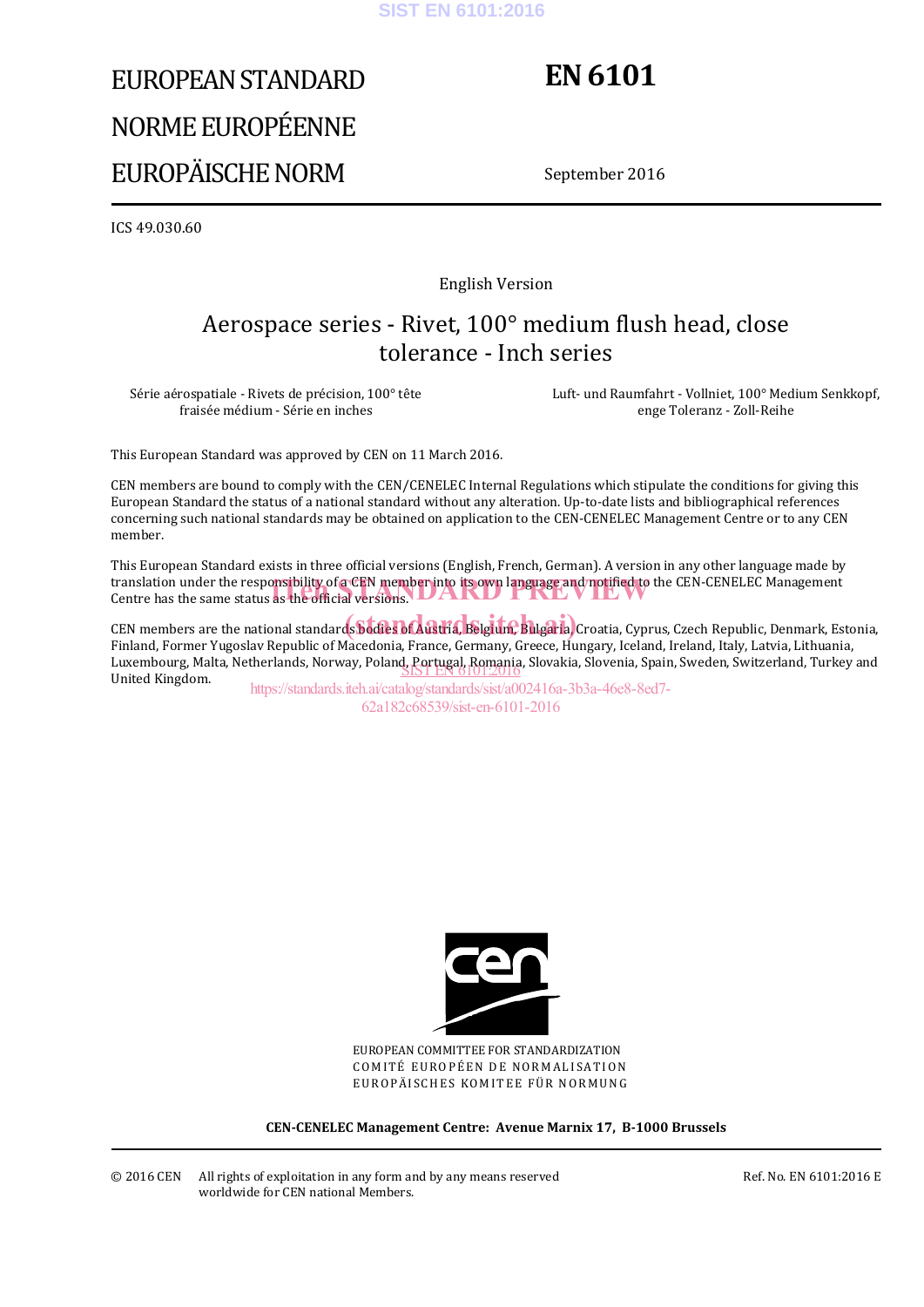# EUROPEAN STANDARD
# NORME EUROPÉENNE
# EUROPÄISCHE NORM

# EN 6101

September 2016

ICS 49.030.60

English Version

## Aerospace series - Rivet, 100° medium flush head, close tolerance - Inch series

Série aérospatiale - Rivets de précision, 100° tête fraisée médium - Série en inches

Luft- und Raumfahrt - Vollniet, 100° Medium Senkkopf, enge Toleranz - Zoll-Reihe

This European Standard was approved by CEN on 11 March 2016.

CEN members are bound to comply with the CEN/CENELEC Internal Regulations which stipulate the conditions for giving this European Standard the status of a national standard without any alteration. Up-to-date lists and bibliographical references concerning such national standards may be obtained on application to the CEN-CENELEC Management Centre or to any CEN member.

This European Standard exists in three official versions (English, French, German). A version in any other language made by translation under the responsibility of a CEN member into its own language and notified to the CEN-CENELEC Management Centre has the same status as the official versions.

CEN members are the national standards bodies of Austria, Belgium, Bulgaria, Croatia, Cyprus, Czech Republic, Denmark, Estonia, Finland, Former Yugoslav Republic of Macedonia, France, Germany, Greece, Hungary, Iceland, Ireland, Italy, Latvia, Lithuania, Luxembourg, Malta, Netherlands, Norway, Poland, Portugal, Romania, Slovakia, Slovenia, Spain, Sweden, Switzerland, Turkey and United Kingdom.

EUROPEAN COMMITTEE FOR STANDARDIZATION
COMITÉ EUROPÉEN DE NORMALISATION
EUROPÄISCHES KOMITEE FÜR NORMUNG

**CEN-CENELEC Management Centre: Avenue Marnix 17, B-1000 Brussels**

© 2016 CEN All rights of exploitation in any form and by any means reserved worldwide for CEN national Members.

Ref. No. EN 6101:2016 E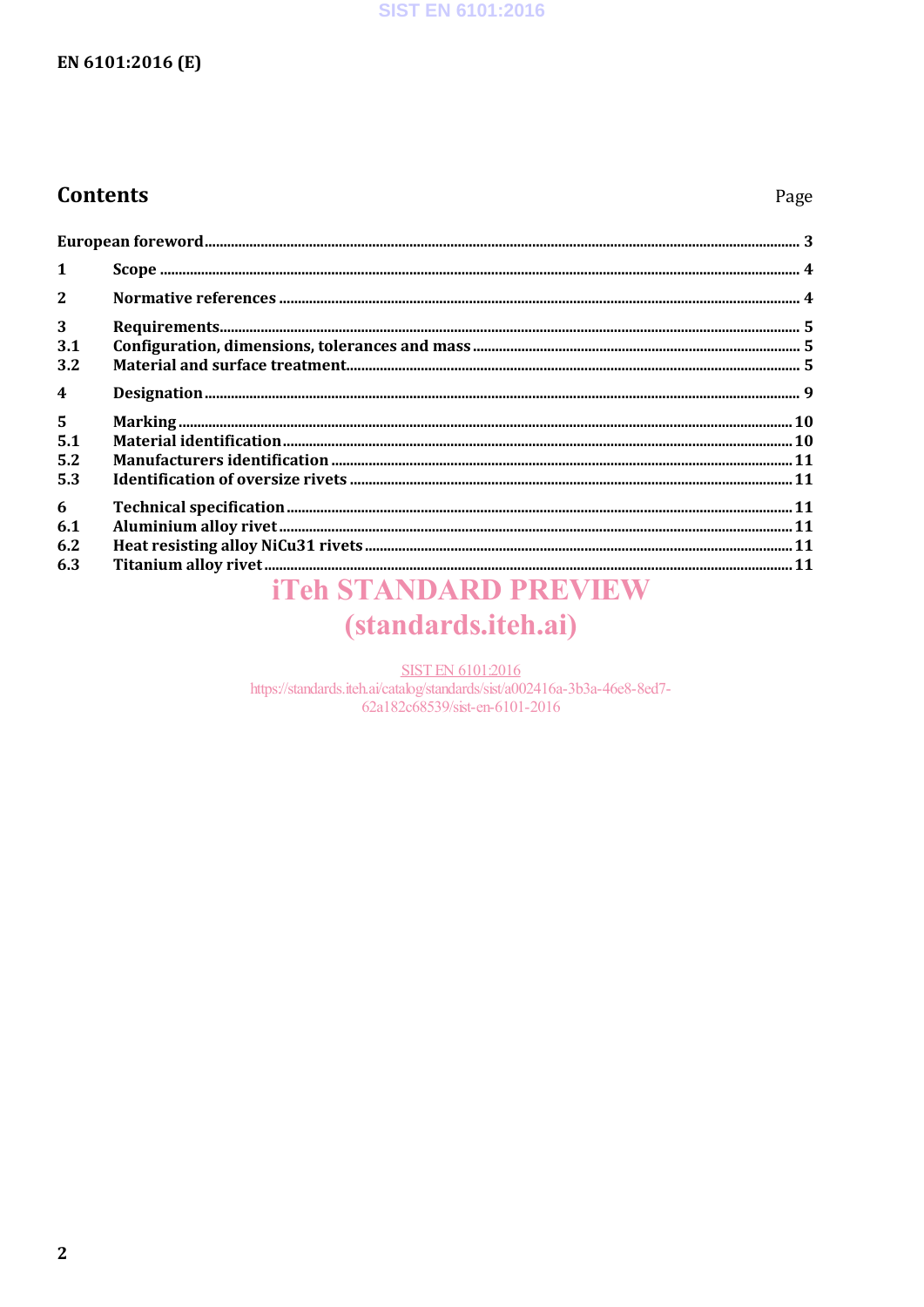## Contents

| | | Page |
|---|---|---|
| European foreword | | 3 |
| 1 | Scope | 4 |
| 2 | Normative references | 4 |
| 3 | Requirements | 5 |
| 3.1 | Configuration, dimensions, tolerances and mass | 5 |
| 3.2 | Material and surface treatment | 5 |
| 4 | Designation | 9 |
| 5 | Marking | 10 |
| 5.1 | Material identification | 10 |
| 5.2 | Manufacturers identification | 11 |
| 5.3 | Identification of oversize rivets | 11 |
| 6 | Technical specification | 11 |
| 6.1 | Aluminium alloy rivet | 11 |
| 6.2 | Heat resisting alloy NiCu31 rivets | 11 |
| 6.3 | Titanium alloy rivet | 11 |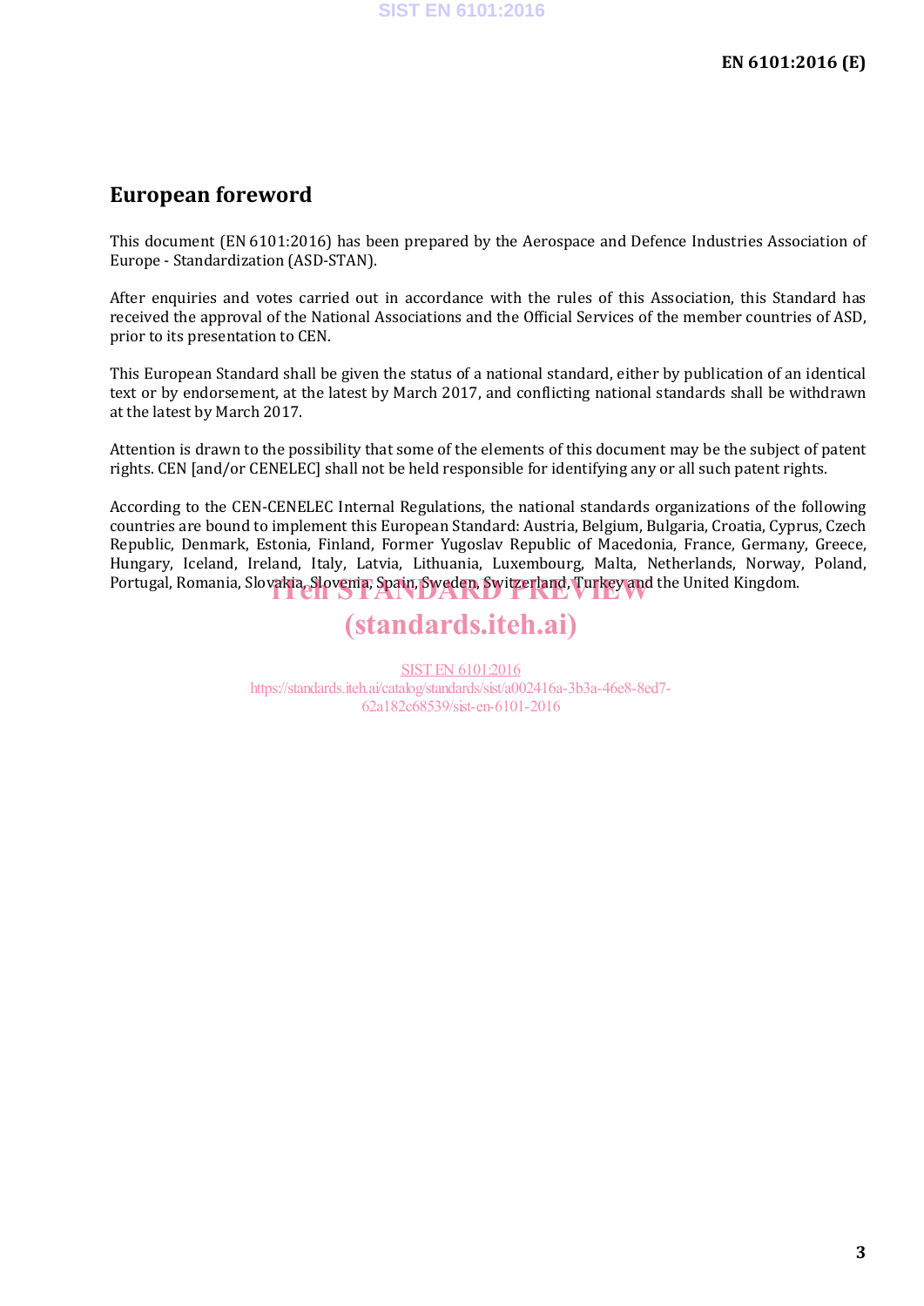## European foreword

This document (EN 6101:2016) has been prepared by the Aerospace and Defence Industries Association of Europe - Standardization (ASD-STAN).

After enquiries and votes carried out in accordance with the rules of this Association, this Standard has received the approval of the National Associations and the Official Services of the member countries of ASD, prior to its presentation to CEN.

This European Standard shall be given the status of a national standard, either by publication of an identical text or by endorsement, at the latest by March 2017, and conflicting national standards shall be withdrawn at the latest by March 2017.

Attention is drawn to the possibility that some of the elements of this document may be the subject of patent rights. CEN [and/or CENELEC] shall not be held responsible for identifying any or all such patent rights.

According to the CEN-CENELEC Internal Regulations, the national standards organizations of the following countries are bound to implement this European Standard: Austria, Belgium, Bulgaria, Croatia, Cyprus, Czech Republic, Denmark, Estonia, Finland, Former Yugoslav Republic of Macedonia, France, Germany, Greece, Hungary, Iceland, Ireland, Italy, Latvia, Lithuania, Luxembourg, Malta, Netherlands, Norway, Poland, Portugal, Romania, Slovakia, Slovenia, Spain, Sweden, Switzerland, Turkey and the United Kingdom.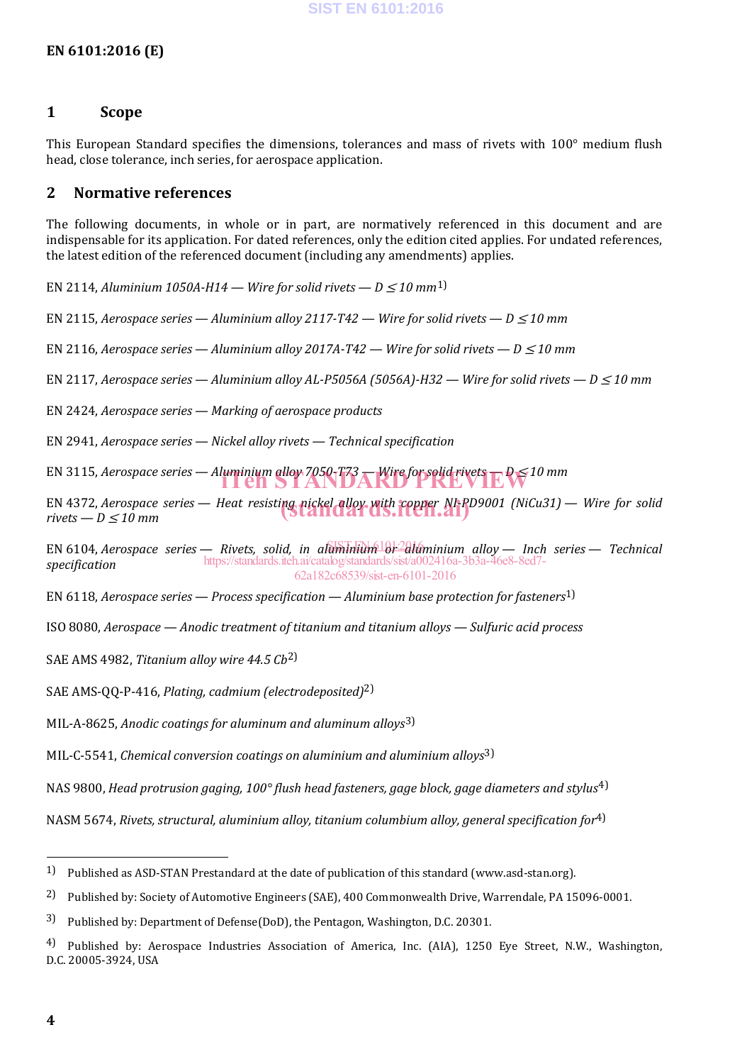## 1 Scope

This European Standard specifies the dimensions, tolerances and mass of rivets with 100° medium flush head, close tolerance, inch series, for aerospace application.

## 2 Normative references

The following documents, in whole or in part, are normatively referenced in this document and are indispensable for its application. For dated references, only the edition cited applies. For undated references, the latest edition of the referenced document (including any amendments) applies.

EN 2114, *Aluminium 1050A-H14 — Wire for solid rivets — D ≤ 10 mm*[1)]

EN 2115, *Aerospace series — Aluminium alloy 2117-T42 — Wire for solid rivets — D ≤ 10 mm*

EN 2116, *Aerospace series — Aluminium alloy 2017A-T42 — Wire for solid rivets — D ≤ 10 mm*

EN 2117, *Aerospace series — Aluminium alloy AL-P5056A (5056A)-H32 — Wire for solid rivets — D ≤ 10 mm*

EN 2424, *Aerospace series — Marking of aerospace products*

EN 2941, *Aerospace series — Nickel alloy rivets — Technical specification*

EN 3115, *Aerospace series — Aluminium alloy 7050-T73 — Wire for solid rivets — D ≤ 10 mm*

EN 4372, *Aerospace series — Heat resisting nickel alloy with copper NI-PD9001 (NiCu31) — Wire for solid rivets — D ≤ 10 mm*

EN 6104, *Aerospace series — Rivets, solid, in aluminium or aluminium alloy — Inch series — Technical specification*

EN 6118, *Aerospace series — Process specification — Aluminium base protection for fasteners*[1)]

ISO 8080, *Aerospace — Anodic treatment of titanium and titanium alloys — Sulfuric acid process*

SAE AMS 4982, *Titanium alloy wire 44.5 Cb*[2)]

SAE AMS-QQ-P-416, *Plating, cadmium (electrodeposited)*[2)]

MIL-A-8625, *Anodic coatings for aluminum and aluminum alloys*[3)]

MIL-C-5541, *Chemical conversion coatings on aluminium and aluminium alloys*[3)]

NAS 9800, *Head protrusion gaging, 100° flush head fasteners, gage block, gage diameters and stylus*[4)]

NASM 5674, *Rivets, structural, aluminium alloy, titanium columbium alloy, general specification for*[4)]

---

1) Published as ASD-STAN Prestandard at the date of publication of this standard (www.asd-stan.org).

2) Published by: Society of Automotive Engineers (SAE), 400 Commonwealth Drive, Warrendale, PA 15096-0001.

3) Published by: Department of Defense(DoD), the Pentagon, Washington, D.C. 20301.

4) Published by: Aerospace Industries Association of America, Inc. (AIA), 1250 Eye Street, N.W., Washington, D.C. 20005-3924, USA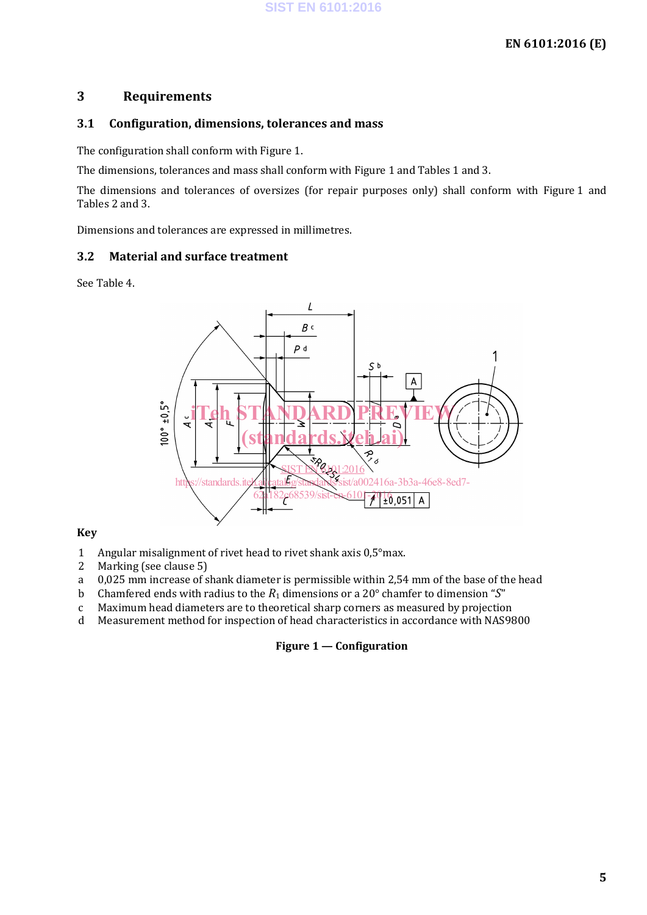# 3 Requirements

## 3.1 Configuration, dimensions, tolerances and mass

The configuration shall conform with Figure 1.

The dimensions, tolerances and mass shall conform with Figure 1 and Tables 1 and 3.

The dimensions and tolerances of oversizes (for repair purposes only) shall conform with Figure 1 and Tables 2 and 3.

Dimensions and tolerances are expressed in millimetres.

## 3.2 Material and surface treatment

See Table 4.

**Key**

1 Angular misalignment of rivet head to rivet shank axis 0,5°max.

2 Marking (see clause 5)

a 0,025 mm increase of shank diameter is permissible within 2,54 mm of the base of the head

b Chamfered ends with radius to the $R_1$ dimensions or a 20° chamfer to dimension "$S$"

c Maximum head diameters are to theoretical sharp corners as measured by projection

d Measurement method for inspection of head characteristics in accordance with NAS9800

**Figure 1 — Configuration**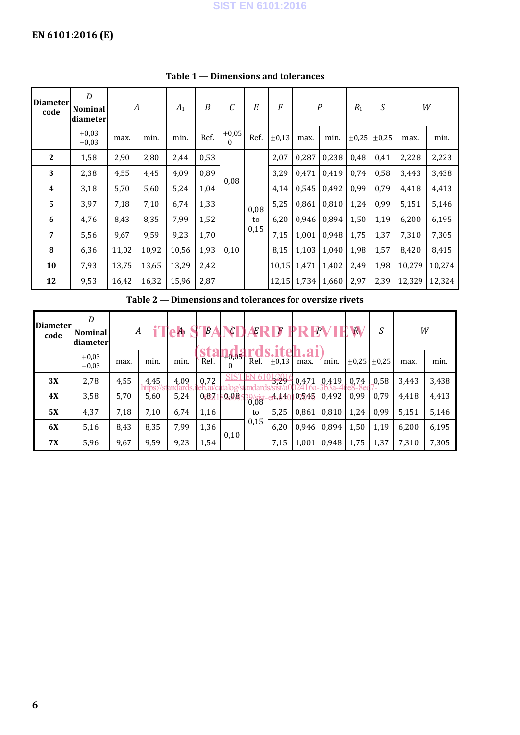**Table 1 — Dimensions and tolerances**

| Diameter code | *D* Nominal diameter | *A* | | $A_1$ | *B* | *C* | *E* | *F* | *P* | | $R_1$ | *S* | *W* | |
|---|---|---|---|---|---|---|---|---|---|---|---|---|---|---|
| | +0,03 −0,03 | max. | min. | min. | Ref. | +0,05 0 | Ref. | ±0,13 | max. | min. | ±0,25 | ±0,25 | max. | min. |
| **2** | 1,58 | 2,90 | 2,80 | 2,44 | 0,53 | 0,08 | 0,08 to 0,15 | 2,07 | 0,287 | 0,238 | 0,48 | 0,41 | 2,228 | 2,223 |
| **3** | 2,38 | 4,55 | 4,45 | 4,09 | 0,89 | 0,08 | 0,08 to 0,15 | 3,29 | 0,471 | 0,419 | 0,74 | 0,58 | 3,443 | 3,438 |
| **4** | 3,18 | 5,70 | 5,60 | 5,24 | 1,04 | 0,08 | 0,08 to 0,15 | 4,14 | 0,545 | 0,492 | 0,99 | 0,79 | 4,418 | 4,413 |
| **5** | 3,97 | 7,18 | 7,10 | 6,74 | 1,33 | 0,08 | 0,08 to 0,15 | 5,25 | 0,861 | 0,810 | 1,24 | 0,99 | 5,151 | 5,146 |
| **6** | 4,76 | 8,43 | 8,35 | 7,99 | 1,52 | 0,10 | 0,08 to 0,15 | 6,20 | 0,946 | 0,894 | 1,50 | 1,19 | 6,200 | 6,195 |
| **7** | 5,56 | 9,67 | 9,59 | 9,23 | 1,70 | 0,10 | 0,08 to 0,15 | 7,15 | 1,001 | 0,948 | 1,75 | 1,37 | 7,310 | 7,305 |
| **8** | 6,36 | 11,02 | 10,92 | 10,56 | 1,93 | 0,10 | 0,08 to 0,15 | 8,15 | 1,103 | 1,040 | 1,98 | 1,57 | 8,420 | 8,415 |
| **10** | 7,93 | 13,75 | 13,65 | 13,29 | 2,42 | 0,10 | 0,08 to 0,15 | 10,15 | 1,471 | 1,402 | 2,49 | 1,98 | 10,279 | 10,274 |
| **12** | 9,53 | 16,42 | 16,32 | 15,96 | 2,87 | 0,10 | 0,08 to 0,15 | 12,15 | 1,734 | 1,660 | 2,97 | 2,39 | 12,329 | 12,324 |

**Table 2 — Dimensions and tolerances for oversize rivets**

| Diameter code | *D* Nominal diameter | *A* | | $A_1$ | *B* | *C* | *E* | *F* | *P* | | $R_1$ | *S* | *W* | |
|---|---|---|---|---|---|---|---|---|---|---|---|---|---|---|
| | +0,03 −0,03 | max. | min. | min. | Ref. | +0,05 0 | Ref. | ±0,13 | max. | min. | ±0,25 | ±0,25 | max. | min. |
| **3X** | 2,78 | 4,55 | 4,45 | 4,09 | 0,72 | 0,08 | 0,08 to 0,15 | 3,29 | 0,471 | 0,419 | 0,74 | 0,58 | 3,443 | 3,438 |
| **4X** | 3,58 | 5,70 | 5,60 | 5,24 | 0,87 | 0,08 | 0,08 to 0,15 | 4,14 | 0,545 | 0,492 | 0,99 | 0,79 | 4,418 | 4,413 |
| **5X** | 4,37 | 7,18 | 7,10 | 6,74 | 1,16 | 0,08 | 0,08 to 0,15 | 5,25 | 0,861 | 0,810 | 1,24 | 0,99 | 5,151 | 5,146 |
| **6X** | 5,16 | 8,43 | 8,35 | 7,99 | 1,36 | 0,10 | 0,08 to 0,15 | 6,20 | 0,946 | 0,894 | 1,50 | 1,19 | 6,200 | 6,195 |
| **7X** | 5,96 | 9,67 | 9,59 | 9,23 | 1,54 | 0,10 | 0,08 to 0,15 | 7,15 | 1,001 | 0,948 | 1,75 | 1,37 | 7,310 | 7,305 |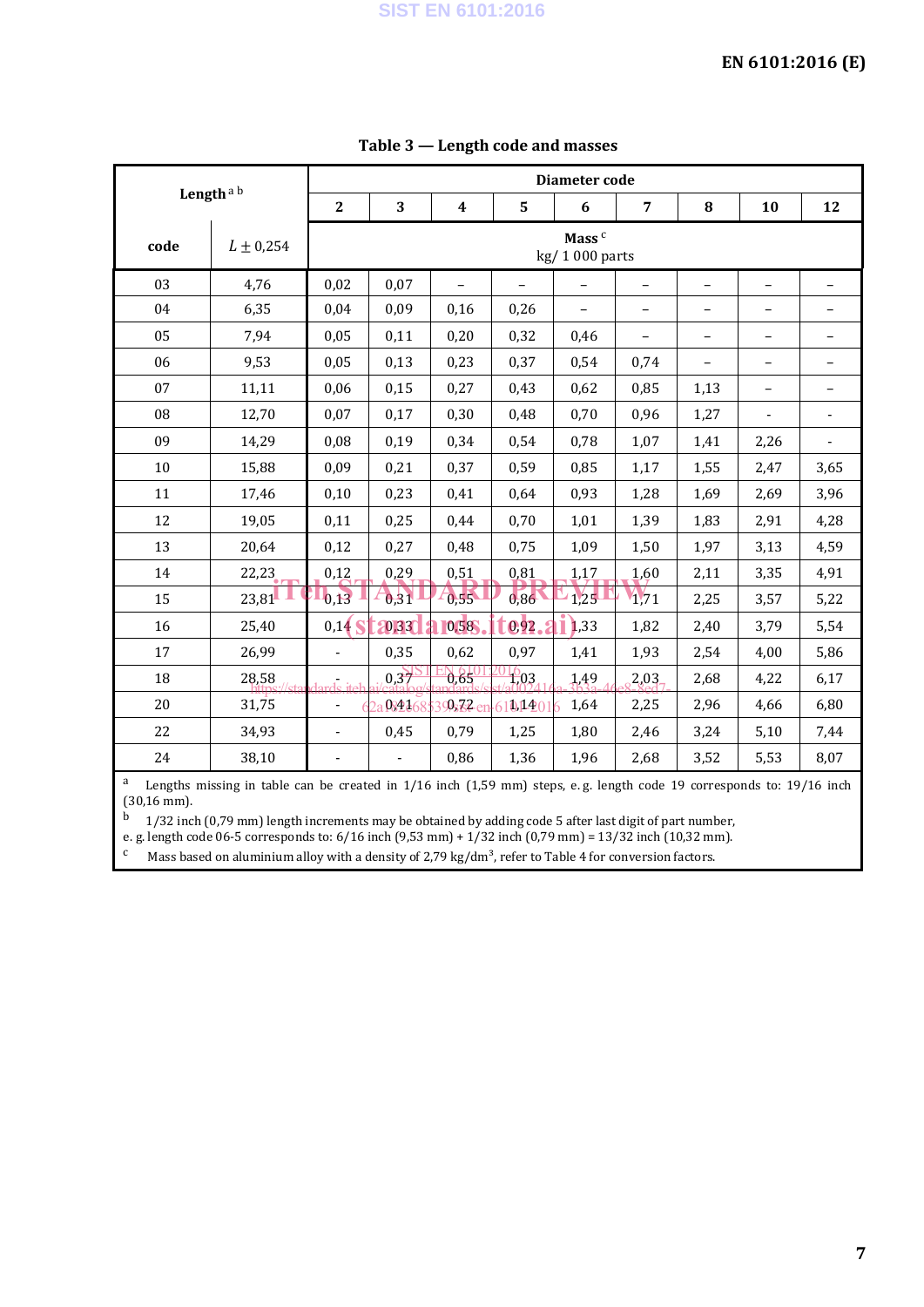**Table 3 — Length code and masses**

| Length [a b] | | Diameter code | | | | | | | | |
|---|---|---|---|---|---|---|---|---|---|---|
| | | 2 | 3 | 4 | 5 | 6 | 7 | 8 | 10 | 12 |
| code | $L \pm 0,254$ | Mass [c] kg/ 1 000 parts | | | | | | | | |
| 03 | 4,76 | 0,02 | 0,07 | – | – | – | – | – | – | – |
| 04 | 6,35 | 0,04 | 0,09 | 0,16 | 0,26 | – | – | – | – | – |
| 05 | 7,94 | 0,05 | 0,11 | 0,20 | 0,32 | 0,46 | – | – | – | – |
| 06 | 9,53 | 0,05 | 0,13 | 0,23 | 0,37 | 0,54 | 0,74 | – | – | – |
| 07 | 11,11 | 0,06 | 0,15 | 0,27 | 0,43 | 0,62 | 0,85 | 1,13 | – | – |
| 08 | 12,70 | 0,07 | 0,17 | 0,30 | 0,48 | 0,70 | 0,96 | 1,27 | - | - |
| 09 | 14,29 | 0,08 | 0,19 | 0,34 | 0,54 | 0,78 | 1,07 | 1,41 | 2,26 | - |
| 10 | 15,88 | 0,09 | 0,21 | 0,37 | 0,59 | 0,85 | 1,17 | 1,55 | 2,47 | 3,65 |
| 11 | 17,46 | 0,10 | 0,23 | 0,41 | 0,64 | 0,93 | 1,28 | 1,69 | 2,69 | 3,96 |
| 12 | 19,05 | 0,11 | 0,25 | 0,44 | 0,70 | 1,01 | 1,39 | 1,83 | 2,91 | 4,28 |
| 13 | 20,64 | 0,12 | 0,27 | 0,48 | 0,75 | 1,09 | 1,50 | 1,97 | 3,13 | 4,59 |
| 14 | 22,23 | 0,12 | 0,29 | 0,51 | 0,81 | 1,17 | 1,60 | 2,11 | 3,35 | 4,91 |
| 15 | 23,81 | 0,13 | 0,31 | 0,55 | 0,86 | 1,25 | 1,71 | 2,25 | 3,57 | 5,22 |
| 16 | 25,40 | 0,14 | 0,33 | 0,58 | 0,92 | 1,33 | 1,82 | 2,40 | 3,79 | 5,54 |
| 17 | 26,99 | - | 0,35 | 0,62 | 0,97 | 1,41 | 1,93 | 2,54 | 4,00 | 5,86 |
| 18 | 28,58 | - | 0,37 | 0,65 | 1,03 | 1,49 | 2,03 | 2,68 | 4,22 | 6,17 |
| 20 | 31,75 | - | 0,41 | 0,72 | 1,14 | 1,64 | 2,25 | 2,96 | 4,66 | 6,80 |
| 22 | 34,93 | - | 0,45 | 0,79 | 1,25 | 1,80 | 2,46 | 3,24 | 5,10 | 7,44 |
| 24 | 38,10 | - | - | 0,86 | 1,36 | 1,96 | 2,68 | 3,52 | 5,53 | 8,07 |

[a] Lengths missing in table can be created in 1/16 inch (1,59 mm) steps, e. g. length code 19 corresponds to: 19/16 inch (30,16 mm).

[b] 1/32 inch (0,79 mm) length increments may be obtained by adding code 5 after last digit of part number, e. g. length code 06-5 corresponds to: 6/16 inch (9,53 mm) + 1/32 inch (0,79 mm) = 13/32 inch (10,32 mm).

[c] Mass based on aluminium alloy with a density of 2,79 kg/dm$^3$, refer to Table 4 for conversion factors.